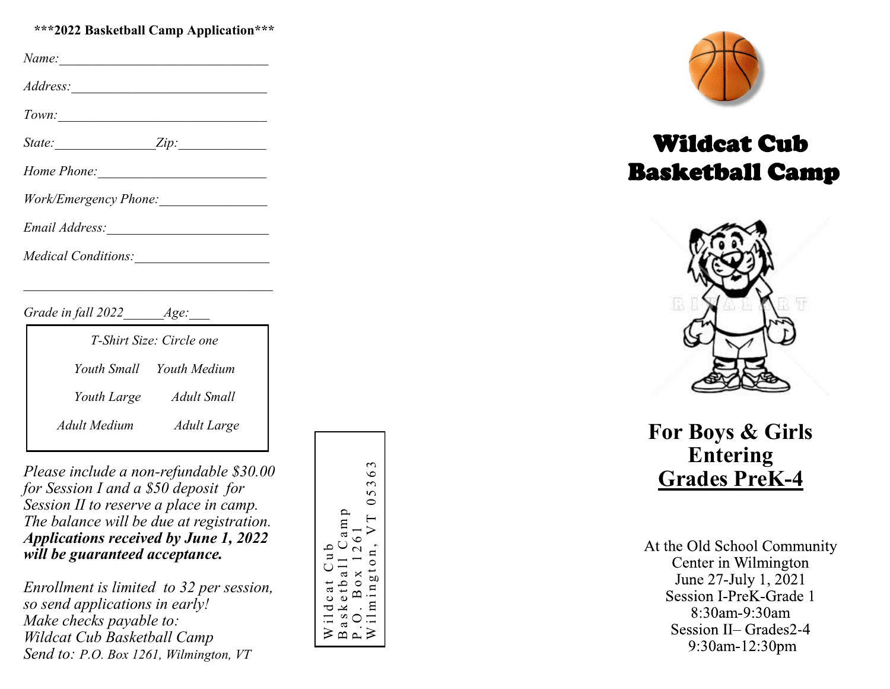**\*\*\*2022 Basketball Camp Application\*\*\***

*Name:*________________________________

*Address:*_____________________________

*Town:*_______________________________

*State:*_______________*Zip:*_____________

*Home Phone:*__________________________

*Work/Emergency Phone:*________________

*Email Address:*________________________

*Medical Conditions:*____________________

______________________________________

*Grade in fall 2022*______*Age:*___

| *T-Shirt Size: Circle one* | |
|---|---|
| *Youth Small* | *Youth Medium* |
| *Youth Large* | *Adult Small* |
| *Adult Medium* | *Adult Large* |

*Please include a non-refundable $30.00 for Session I and a $50 deposit for Session II to reserve a place in camp. The balance will be due at registration.* ***Applications received by June 1, 2022 will be guaranteed acceptance.***

*Enrollment is limited to 32 per session, so send applications in early!*
*Make checks payable to:*
*Wildcat Cub Basketball Camp*
*Send to: P.O. Box 1261, Wilmington, VT*

Wildcat Cub
Basketball Camp
P.O. Box 1261
Wilmington, VT 05363

# Wildcat Cub Basketball Camp

## For Boys & Girls Entering <u>Grades PreK-4</u>

At the Old School Community Center in Wilmington
June 27-July 1, 2021
Session I-PreK-Grade 1
8:30am-9:30am
Session II– Grades2-4
9:30am-12:30pm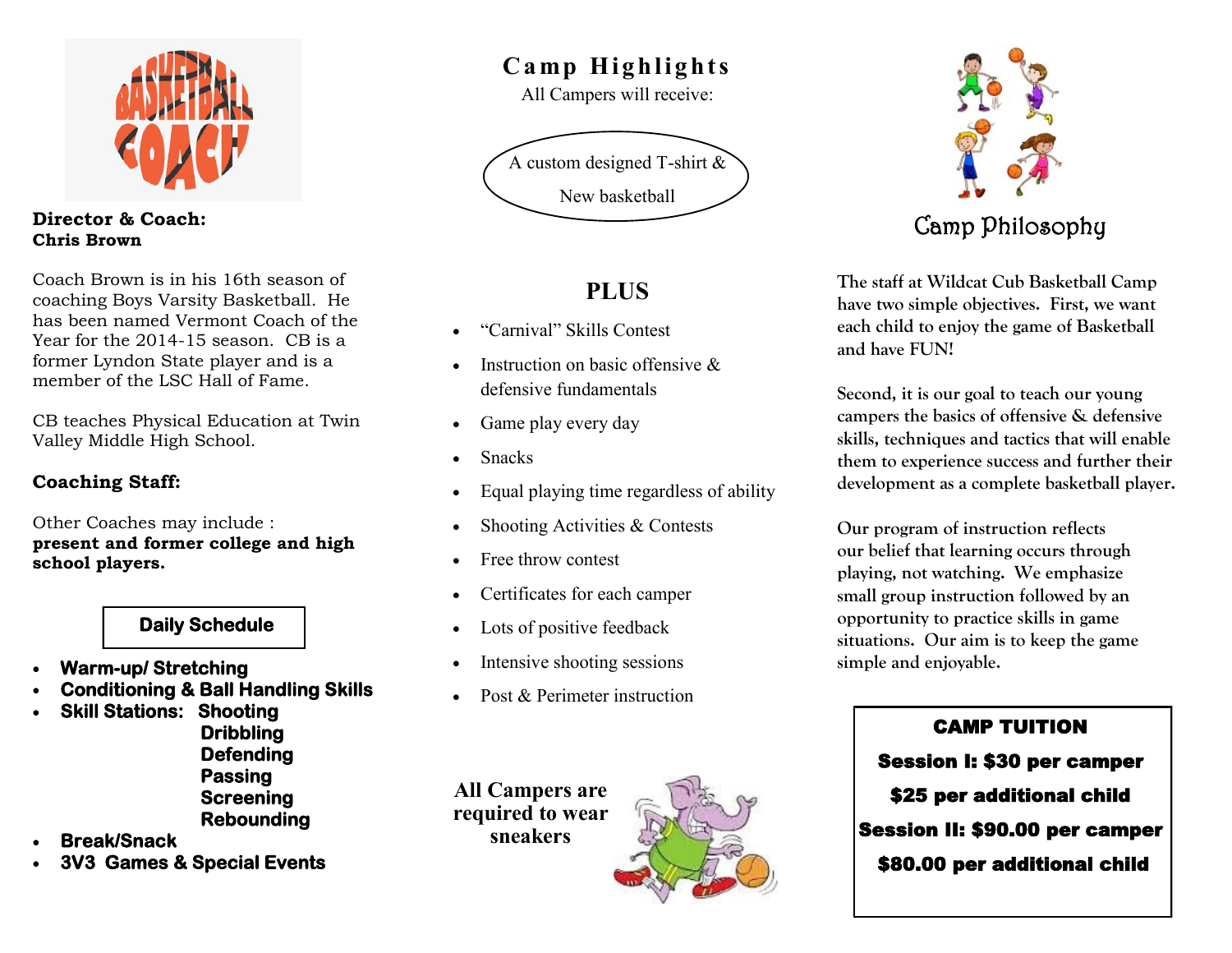**Director & Coach:**
**Chris Brown**

Coach Brown is in his 16th season of coaching Boys Varsity Basketball. He has been named Vermont Coach of the Year for the 2014-15 season. CB is a former Lyndon State player and is a member of the LSC Hall of Fame.

CB teaches Physical Education at Twin Valley Middle High School.

**Coaching Staff:**

Other Coaches may include :
**present and former college and high school players.**

## Daily Schedule

- **Warm-up/ Stretching**
- **Conditioning & Ball Handling Skills**
- **Skill Stations: Shooting**
  - **Dribbling**
  - **Defending**
  - **Passing**
  - **Screening**
  - **Rebounding**
- **Break/Snack**
- **3V3 Games & Special Events**

## Camp Highlights

All Campers will receive:

A custom designed T-shirt &
New basketball

## PLUS

- "Carnival" Skills Contest
- Instruction on basic offensive & defensive fundamentals
- Game play every day
- Snacks
- Equal playing time regardless of ability
- Shooting Activities & Contests
- Free throw contest
- Certificates for each camper
- Lots of positive feedback
- Intensive shooting sessions
- Post & Perimeter instruction

**All Campers are required to wear sneakers**

## Camp Philosophy

**The staff at Wildcat Cub Basketball Camp have two simple objectives. First, we want each child to enjoy the game of Basketball and have FUN!**

**Second, it is our goal to teach our young campers the basics of offensive & defensive skills, techniques and tactics that will enable them to experience success and further their development as a complete basketball player.**

**Our program of instruction reflects our belief that learning occurs through playing, not watching. We emphasize small group instruction followed by an opportunity to practice skills in game situations. Our aim is to keep the game simple and enjoyable.**

**CAMP TUITION**

**Session I: $30 per camper**

**$25 per additional child**

**Session II: $90.00 per camper**

**$80.00 per additional child**